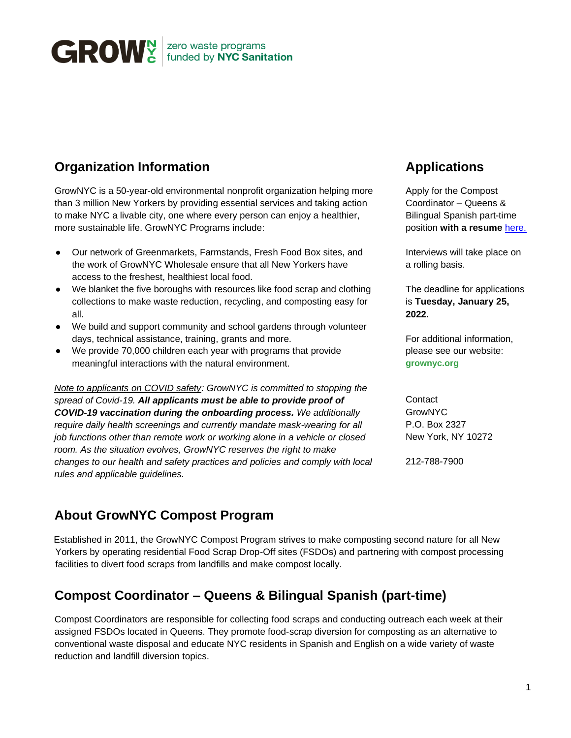GROWNYC zero waste programs funded by **NYC Sanitation**

## Organization Information

GrowNYC is a 50-year-old environmental nonprofit organization helping more than 3 million New Yorkers by providing essential services and taking action to make NYC a livable city, one where every person can enjoy a healthier, more sustainable life. GrowNYC Programs include:

- Our network of Greenmarkets, Farmstands, Fresh Food Box sites, and the work of GrowNYC Wholesale ensure that all New Yorkers have access to the freshest, healthiest local food.
- We blanket the five boroughs with resources like food scrap and clothing collections to make waste reduction, recycling, and composting easy for all.
- We build and support community and school gardens through volunteer days, technical assistance, training, grants and more.
- We provide 70,000 children each year with programs that provide meaningful interactions with the natural environment.

*Note to applicants on COVID safety: GrowNYC is committed to stopping the spread of Covid-19.* ***All applicants must be able to provide proof of COVID-19 vaccination during the onboarding process.*** *We additionally require daily health screenings and currently mandate mask-wearing for all job functions other than remote work or working alone in a vehicle or closed room. As the situation evolves, GrowNYC reserves the right to make changes to our health and safety practices and policies and comply with local rules and applicable guidelines.*

## Applications

Apply for the Compost Coordinator – Queens & Bilingual Spanish part-time position **with a resume** here.

Interviews will take place on a rolling basis.

The deadline for applications is **Tuesday, January 25, 2022.**

For additional information, please see our website: **grownyc.org**

Contact
GrowNYC
P.O. Box 2327
New York, NY 10272

212-788-7900

## About GrowNYC Compost Program

Established in 2011, the GrowNYC Compost Program strives to make composting second nature for all New Yorkers by operating residential Food Scrap Drop-Off sites (FSDOs) and partnering with compost processing facilities to divert food scraps from landfills and make compost locally.

## Compost Coordinator – Queens & Bilingual Spanish (part-time)

Compost Coordinators are responsible for collecting food scraps and conducting outreach each week at their assigned FSDOs located in Queens. They promote food-scrap diversion for composting as an alternative to conventional waste disposal and educate NYC residents in Spanish and English on a wide variety of waste reduction and landfill diversion topics.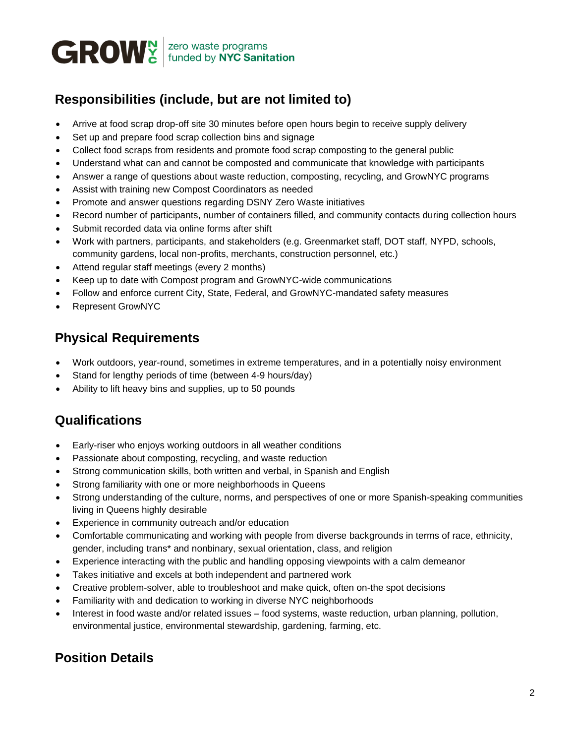## Responsibilities (include, but are not limited to)

- Arrive at food scrap drop-off site 30 minutes before open hours begin to receive supply delivery
- Set up and prepare food scrap collection bins and signage
- Collect food scraps from residents and promote food scrap composting to the general public
- Understand what can and cannot be composted and communicate that knowledge with participants
- Answer a range of questions about waste reduction, composting, recycling, and GrowNYC programs
- Assist with training new Compost Coordinators as needed
- Promote and answer questions regarding DSNY Zero Waste initiatives
- Record number of participants, number of containers filled, and community contacts during collection hours
- Submit recorded data via online forms after shift
- Work with partners, participants, and stakeholders (e.g. Greenmarket staff, DOT staff, NYPD, schools, community gardens, local non-profits, merchants, construction personnel, etc.)
- Attend regular staff meetings (every 2 months)
- Keep up to date with Compost program and GrowNYC-wide communications
- Follow and enforce current City, State, Federal, and GrowNYC-mandated safety measures
- Represent GrowNYC

## Physical Requirements

- Work outdoors, year-round, sometimes in extreme temperatures, and in a potentially noisy environment
- Stand for lengthy periods of time (between 4-9 hours/day)
- Ability to lift heavy bins and supplies, up to 50 pounds

## Qualifications

- Early-riser who enjoys working outdoors in all weather conditions
- Passionate about composting, recycling, and waste reduction
- Strong communication skills, both written and verbal, in Spanish and English
- Strong familiarity with one or more neighborhoods in Queens
- Strong understanding of the culture, norms, and perspectives of one or more Spanish-speaking communities living in Queens highly desirable
- Experience in community outreach and/or education
- Comfortable communicating and working with people from diverse backgrounds in terms of race, ethnicity, gender, including trans* and nonbinary, sexual orientation, class, and religion
- Experience interacting with the public and handling opposing viewpoints with a calm demeanor
- Takes initiative and excels at both independent and partnered work
- Creative problem-solver, able to troubleshoot and make quick, often on-the spot decisions
- Familiarity with and dedication to working in diverse NYC neighborhoods
- Interest in food waste and/or related issues – food systems, waste reduction, urban planning, pollution, environmental justice, environmental stewardship, gardening, farming, etc.

## Position Details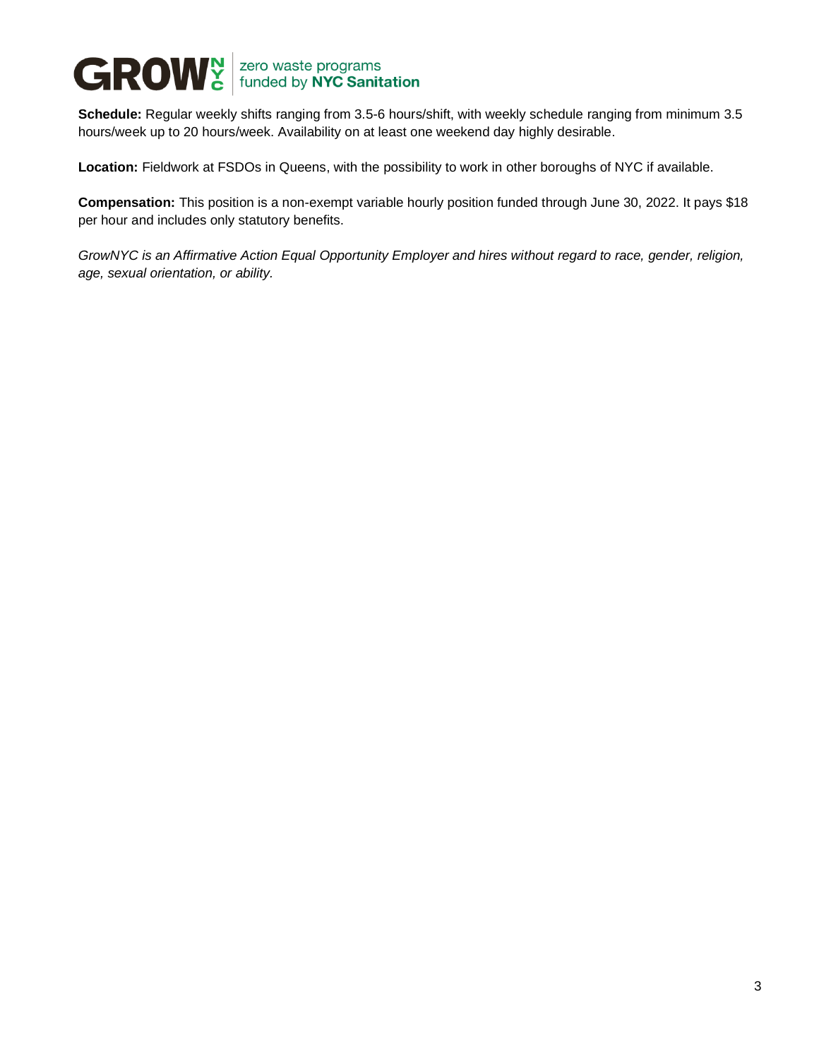**Schedule:** Regular weekly shifts ranging from 3.5-6 hours/shift, with weekly schedule ranging from minimum 3.5 hours/week up to 20 hours/week. Availability on at least one weekend day highly desirable.

**Location:** Fieldwork at FSDOs in Queens, with the possibility to work in other boroughs of NYC if available.

**Compensation:** This position is a non-exempt variable hourly position funded through June 30, 2022. It pays $18 per hour and includes only statutory benefits.

*GrowNYC is an Affirmative Action Equal Opportunity Employer and hires without regard to race, gender, religion, age, sexual orientation, or ability.*